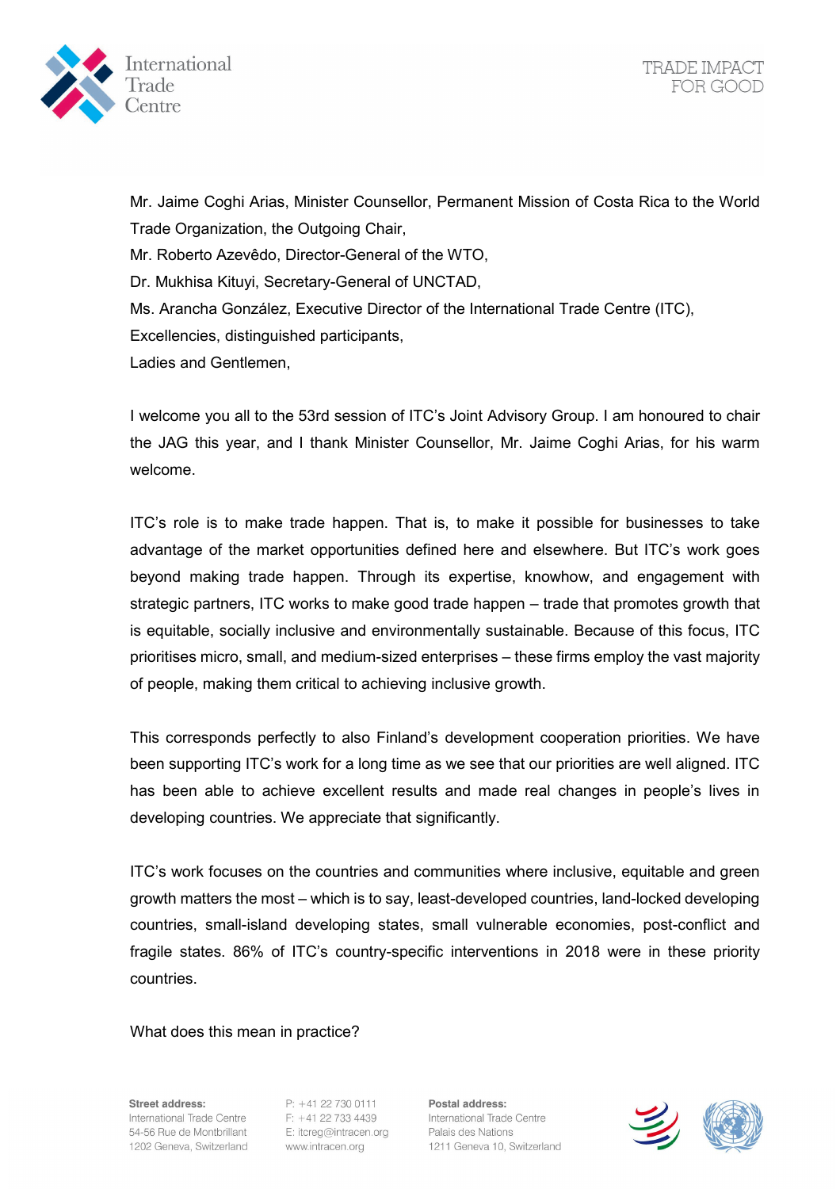Mr. Jaime Coghi Arias, Minister Counsellor, Permanent Mission of Costa Rica to the World Trade Organization, the Outgoing Chair,
Mr. Roberto Azevêdo, Director-General of the WTO,
Dr. Mukhisa Kituyi, Secretary-General of UNCTAD,
Ms. Arancha González, Executive Director of the International Trade Centre (ITC),
Excellencies, distinguished participants,
Ladies and Gentlemen,

I welcome you all to the 53rd session of ITC's Joint Advisory Group. I am honoured to chair the JAG this year, and I thank Minister Counsellor, Mr. Jaime Coghi Arias, for his warm welcome.

ITC's role is to make trade happen. That is, to make it possible for businesses to take advantage of the market opportunities defined here and elsewhere. But ITC's work goes beyond making trade happen. Through its expertise, knowhow, and engagement with strategic partners, ITC works to make good trade happen – trade that promotes growth that is equitable, socially inclusive and environmentally sustainable. Because of this focus, ITC prioritises micro, small, and medium-sized enterprises – these firms employ the vast majority of people, making them critical to achieving inclusive growth.

This corresponds perfectly to also Finland's development cooperation priorities. We have been supporting ITC's work for a long time as we see that our priorities are well aligned. ITC has been able to achieve excellent results and made real changes in people's lives in developing countries. We appreciate that significantly.

ITC's work focuses on the countries and communities where inclusive, equitable and green growth matters the most – which is to say, least-developed countries, land-locked developing countries, small-island developing states, small vulnerable economies, post-conflict and fragile states. 86% of ITC's country-specific interventions in 2018 were in these priority countries.

What does this mean in practice?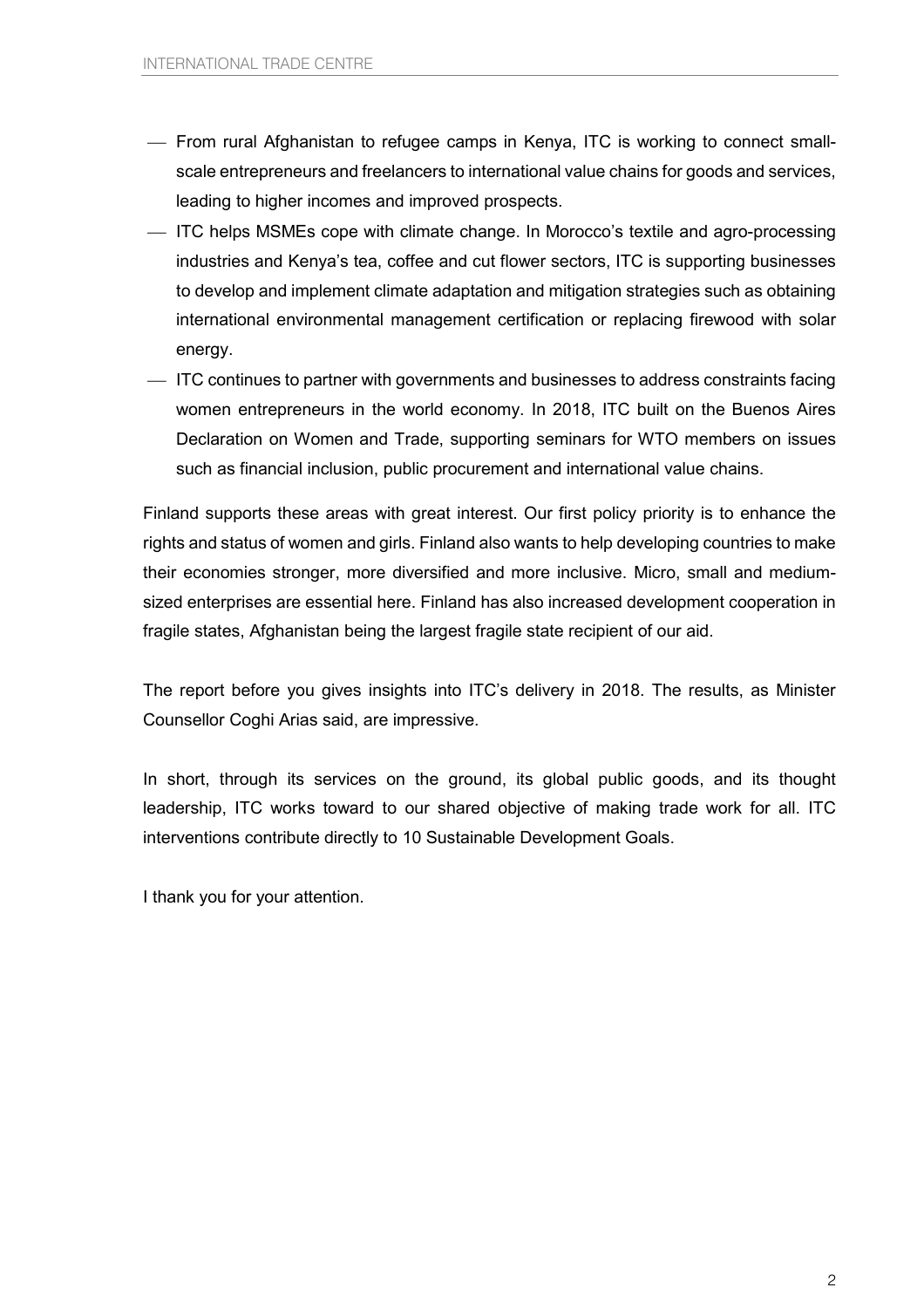- From rural Afghanistan to refugee camps in Kenya, ITC is working to connect small-scale entrepreneurs and freelancers to international value chains for goods and services, leading to higher incomes and improved prospects.
- ITC helps MSMEs cope with climate change. In Morocco's textile and agro-processing industries and Kenya's tea, coffee and cut flower sectors, ITC is supporting businesses to develop and implement climate adaptation and mitigation strategies such as obtaining international environmental management certification or replacing firewood with solar energy.
- ITC continues to partner with governments and businesses to address constraints facing women entrepreneurs in the world economy. In 2018, ITC built on the Buenos Aires Declaration on Women and Trade, supporting seminars for WTO members on issues such as financial inclusion, public procurement and international value chains.

Finland supports these areas with great interest. Our first policy priority is to enhance the rights and status of women and girls. Finland also wants to help developing countries to make their economies stronger, more diversified and more inclusive. Micro, small and medium-sized enterprises are essential here. Finland has also increased development cooperation in fragile states, Afghanistan being the largest fragile state recipient of our aid.

The report before you gives insights into ITC's delivery in 2018. The results, as Minister Counsellor Coghi Arias said, are impressive.

In short, through its services on the ground, its global public goods, and its thought leadership, ITC works toward to our shared objective of making trade work for all. ITC interventions contribute directly to 10 Sustainable Development Goals.

I thank you for your attention.